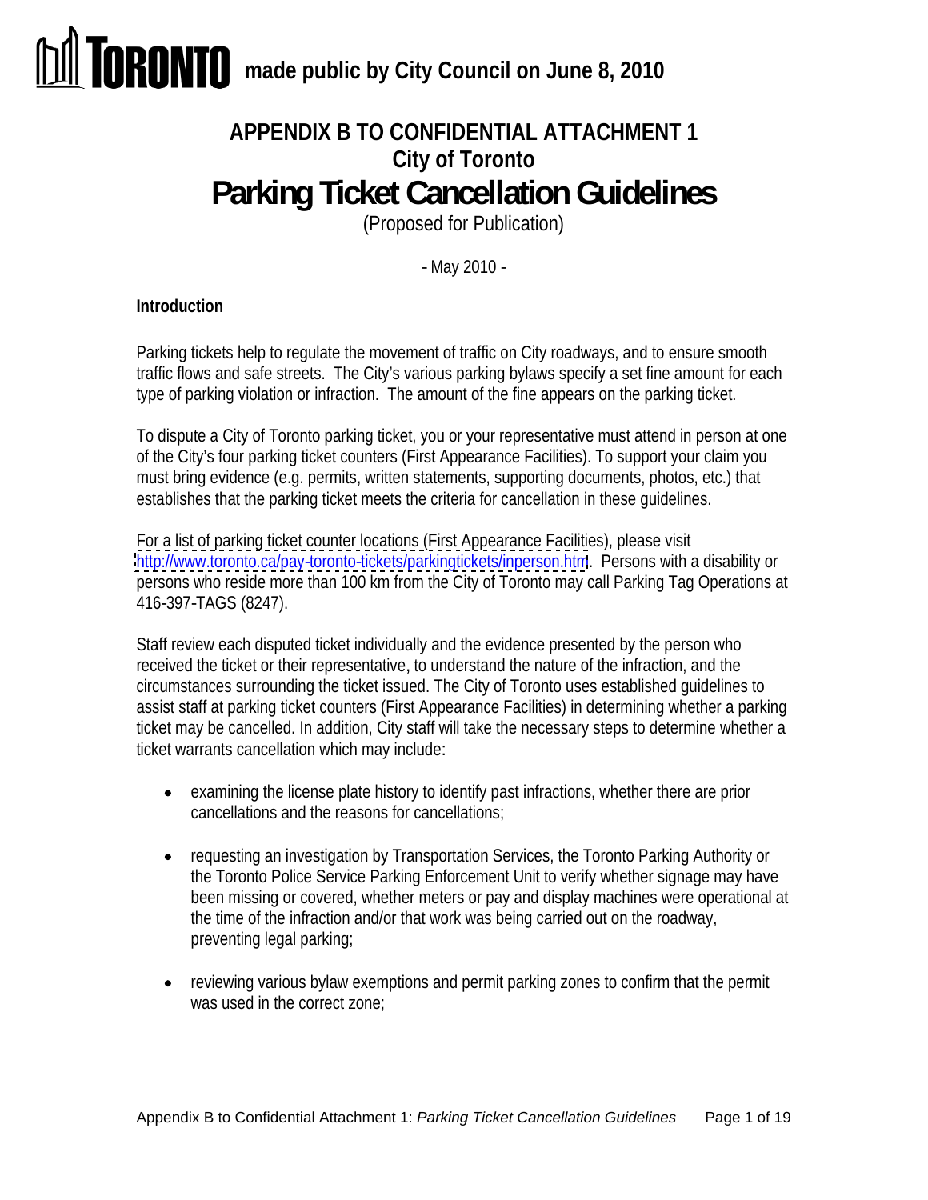**TORONTO** made public by City Council on June 8, 2010

# APPENDIX B TO CONFIDENTIAL ATTACHMENT 1
## City of Toronto
# Parking Ticket Cancellation Guidelines

(Proposed for Publication)

- May 2010 -

**Introduction**

Parking tickets help to regulate the movement of traffic on City roadways, and to ensure smooth traffic flows and safe streets. The City's various parking bylaws specify a set fine amount for each type of parking violation or infraction. The amount of the fine appears on the parking ticket.

To dispute a City of Toronto parking ticket, you or your representative must attend in person at one of the City's four parking ticket counters (First Appearance Facilities). To support your claim you must bring evidence (e.g. permits, written statements, supporting documents, photos, etc.) that establishes that the parking ticket meets the criteria for cancellation in these guidelines.

For a list of parking ticket counter locations (First Appearance Facilities), please visit http://www.toronto.ca/pay-toronto-tickets/parkingtickets/inperson.htm. Persons with a disability or persons who reside more than 100 km from the City of Toronto may call Parking Tag Operations at 416-397-TAGS (8247).

Staff review each disputed ticket individually and the evidence presented by the person who received the ticket or their representative, to understand the nature of the infraction, and the circumstances surrounding the ticket issued. The City of Toronto uses established guidelines to assist staff at parking ticket counters (First Appearance Facilities) in determining whether a parking ticket may be cancelled. In addition, City staff will take the necessary steps to determine whether a ticket warrants cancellation which may include:

- examining the license plate history to identify past infractions, whether there are prior cancellations and the reasons for cancellations;
- requesting an investigation by Transportation Services, the Toronto Parking Authority or the Toronto Police Service Parking Enforcement Unit to verify whether signage may have been missing or covered, whether meters or pay and display machines were operational at the time of the infraction and/or that work was being carried out on the roadway, preventing legal parking;
- reviewing various bylaw exemptions and permit parking zones to confirm that the permit was used in the correct zone;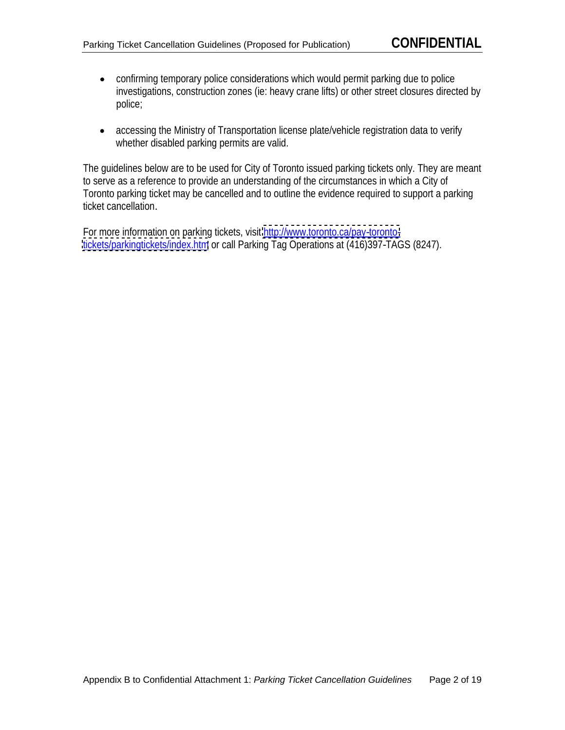- confirming temporary police considerations which would permit parking due to police investigations, construction zones (ie: heavy crane lifts) or other street closures directed by police;
- accessing the Ministry of Transportation license plate/vehicle registration data to verify whether disabled parking permits are valid.

The guidelines below are to be used for City of Toronto issued parking tickets only. They are meant to serve as a reference to provide an understanding of the circumstances in which a City of Toronto parking ticket may be cancelled and to outline the evidence required to support a parking ticket cancellation.

For more information on parking tickets, visit http://www.toronto.ca/pay-toronto-tickets/parkingtickets/index.htm or call Parking Tag Operations at (416)397-TAGS (8247).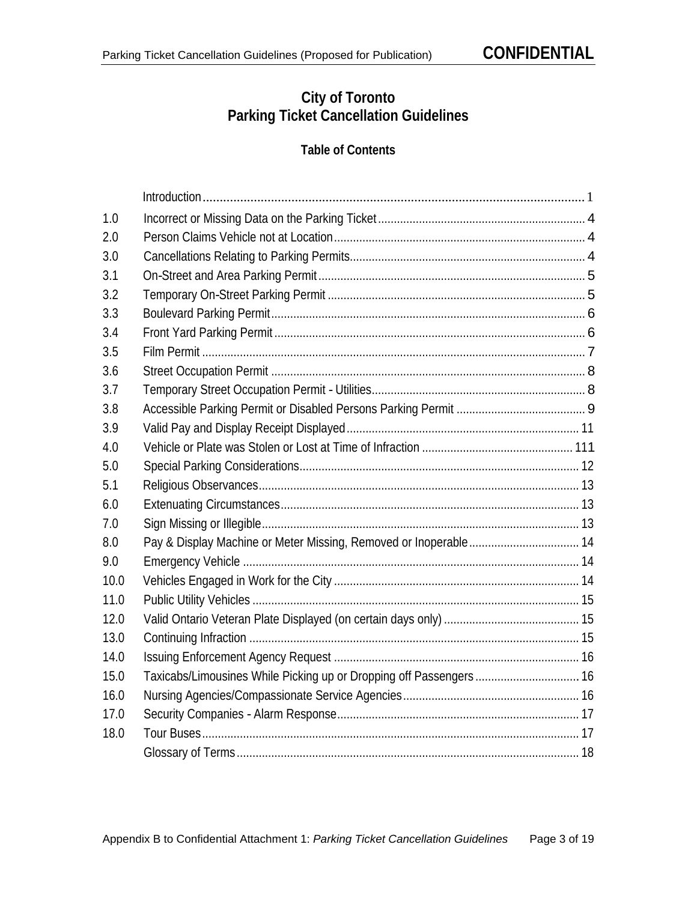# City of Toronto
# Parking Ticket Cancellation Guidelines

## Table of Contents

| | | |
|---|---|---|
| | Introduction | 1 |
| 1.0 | Incorrect or Missing Data on the Parking Ticket | 4 |
| 2.0 | Person Claims Vehicle not at Location | 4 |
| 3.0 | Cancellations Relating to Parking Permits | 4 |
| 3.1 | On-Street and Area Parking Permit | 5 |
| 3.2 | Temporary On-Street Parking Permit | 5 |
| 3.3 | Boulevard Parking Permit | 6 |
| 3.4 | Front Yard Parking Permit | 6 |
| 3.5 | Film Permit | 7 |
| 3.6 | Street Occupation Permit | 8 |
| 3.7 | Temporary Street Occupation Permit - Utilities | 8 |
| 3.8 | Accessible Parking Permit or Disabled Persons Parking Permit | 9 |
| 3.9 | Valid Pay and Display Receipt Displayed | 11 |
| 4.0 | Vehicle or Plate was Stolen or Lost at Time of Infraction | 111 |
| 5.0 | Special Parking Considerations | 12 |
| 5.1 | Religious Observances | 13 |
| 6.0 | Extenuating Circumstances | 13 |
| 7.0 | Sign Missing or Illegible | 13 |
| 8.0 | Pay & Display Machine or Meter Missing, Removed or Inoperable | 14 |
| 9.0 | Emergency Vehicle | 14 |
| 10.0 | Vehicles Engaged in Work for the City | 14 |
| 11.0 | Public Utility Vehicles | 15 |
| 12.0 | Valid Ontario Veteran Plate Displayed (on certain days only) | 15 |
| 13.0 | Continuing Infraction | 15 |
| 14.0 | Issuing Enforcement Agency Request | 16 |
| 15.0 | Taxicabs/Limousines While Picking up or Dropping off Passengers | 16 |
| 16.0 | Nursing Agencies/Compassionate Service Agencies | 16 |
| 17.0 | Security Companies - Alarm Response | 17 |
| 18.0 | Tour Buses | 17 |
| | Glossary of Terms | 18 |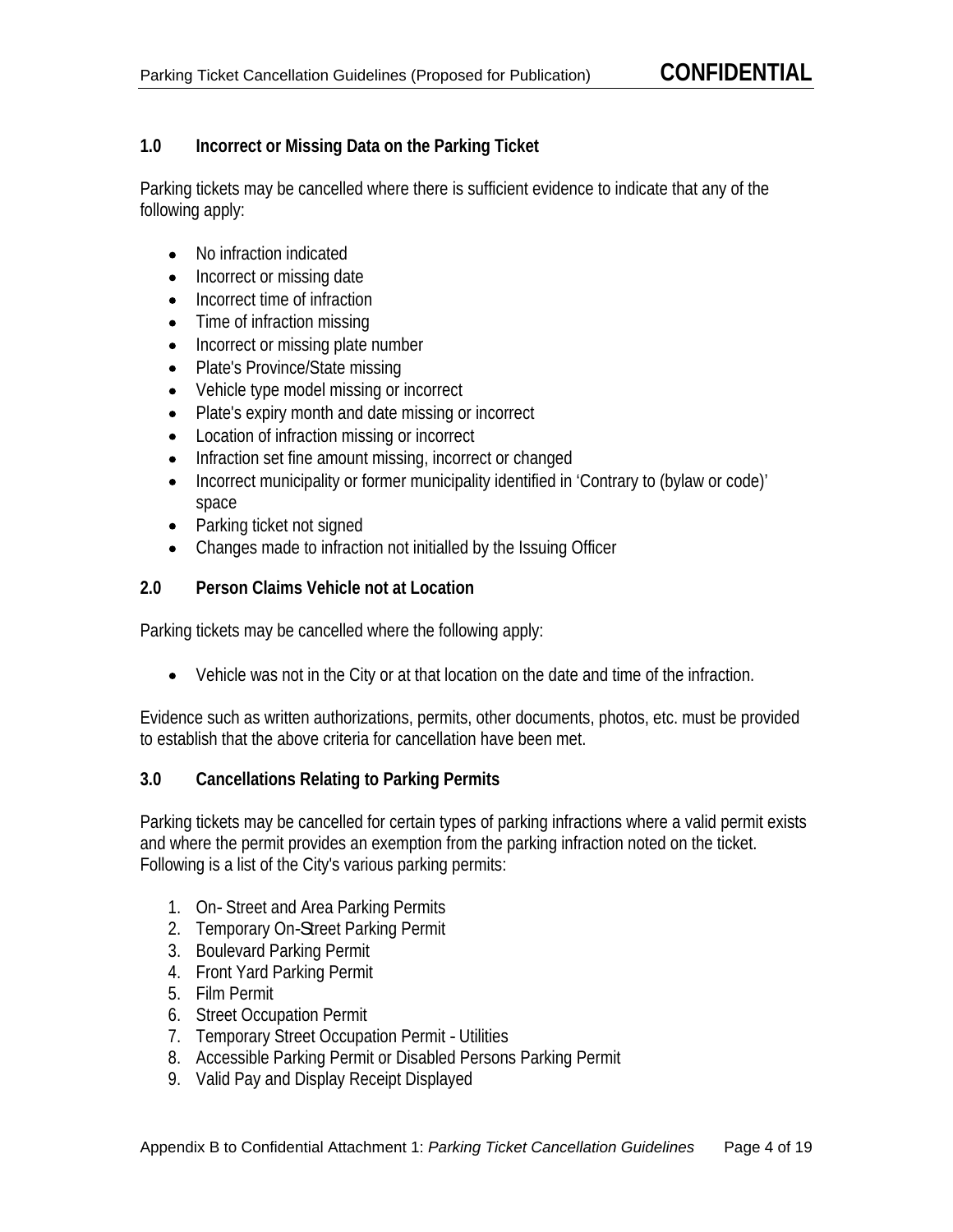## 1.0 Incorrect or Missing Data on the Parking Ticket

Parking tickets may be cancelled where there is sufficient evidence to indicate that any of the following apply:

- No infraction indicated
- Incorrect or missing date
- Incorrect time of infraction
- Time of infraction missing
- Incorrect or missing plate number
- Plate's Province/State missing
- Vehicle type model missing or incorrect
- Plate's expiry month and date missing or incorrect
- Location of infraction missing or incorrect
- Infraction set fine amount missing, incorrect or changed
- Incorrect municipality or former municipality identified in 'Contrary to (bylaw or code)' space
- Parking ticket not signed
- Changes made to infraction not initialled by the Issuing Officer

## 2.0 Person Claims Vehicle not at Location

Parking tickets may be cancelled where the following apply:

- Vehicle was not in the City or at that location on the date and time of the infraction.

Evidence such as written authorizations, permits, other documents, photos, etc. must be provided to establish that the above criteria for cancellation have been met.

## 3.0 Cancellations Relating to Parking Permits

Parking tickets may be cancelled for certain types of parking infractions where a valid permit exists and where the permit provides an exemption from the parking infraction noted on the ticket. Following is a list of the City's various parking permits:

1. On- Street and Area Parking Permits
2. Temporary On-Street Parking Permit
3. Boulevard Parking Permit
4. Front Yard Parking Permit
5. Film Permit
6. Street Occupation Permit
7. Temporary Street Occupation Permit - Utilities
8. Accessible Parking Permit or Disabled Persons Parking Permit
9. Valid Pay and Display Receipt Displayed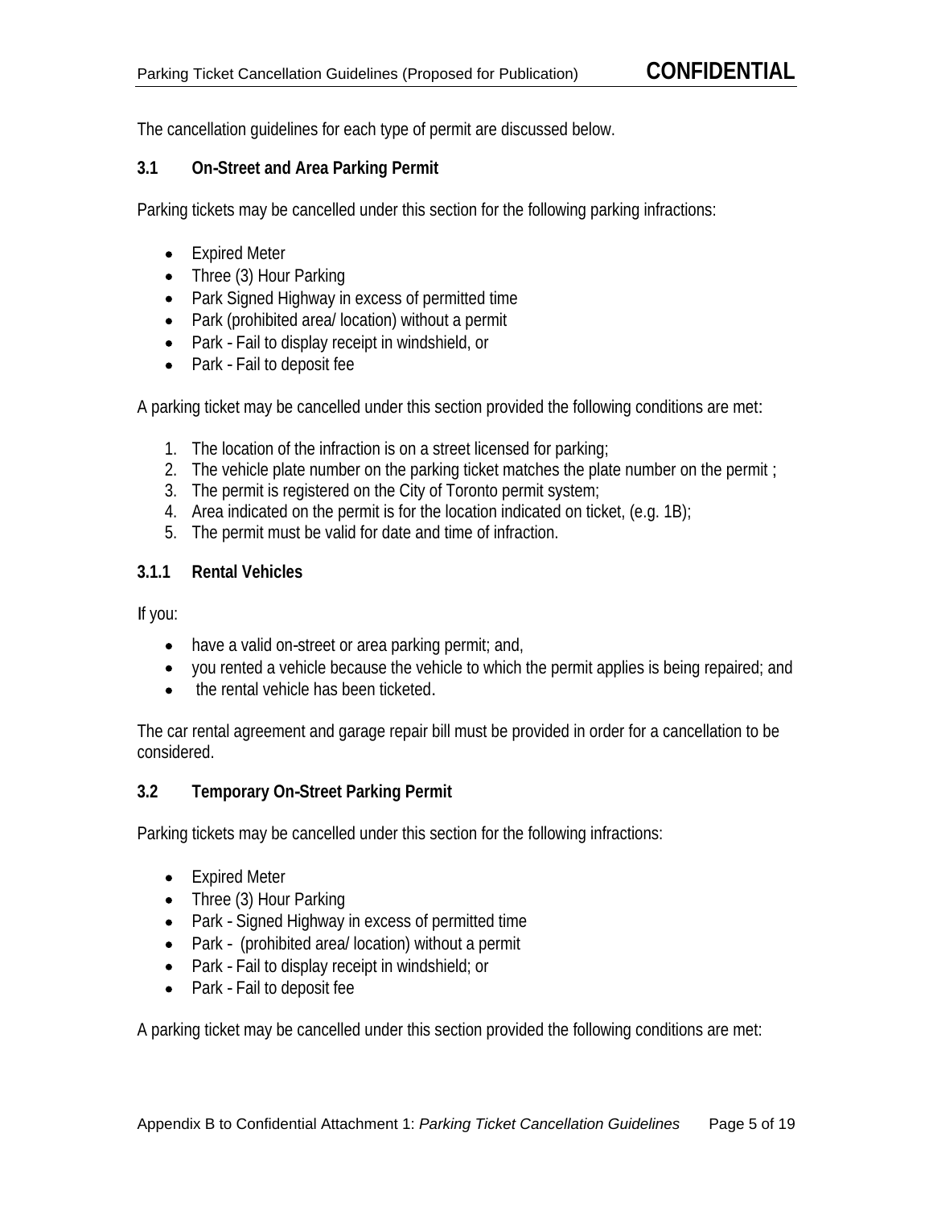The cancellation guidelines for each type of permit are discussed below.

### 3.1 On-Street and Area Parking Permit

Parking tickets may be cancelled under this section for the following parking infractions:

- Expired Meter
- Three (3) Hour Parking
- Park Signed Highway in excess of permitted time
- Park (prohibited area/ location) without a permit
- Park - Fail to display receipt in windshield, or
- Park - Fail to deposit fee

A parking ticket may be cancelled under this section provided the following conditions are met:

1. The location of the infraction is on a street licensed for parking;
2. The vehicle plate number on the parking ticket matches the plate number on the permit ;
3. The permit is registered on the City of Toronto permit system;
4. Area indicated on the permit is for the location indicated on ticket, (e.g. 1B);
5. The permit must be valid for date and time of infraction.

#### 3.1.1 Rental Vehicles

If you:

- have a valid on-street or area parking permit; and,
- you rented a vehicle because the vehicle to which the permit applies is being repaired; and
- the rental vehicle has been ticketed.

The car rental agreement and garage repair bill must be provided in order for a cancellation to be considered.

### 3.2 Temporary On-Street Parking Permit

Parking tickets may be cancelled under this section for the following infractions:

- Expired Meter
- Three (3) Hour Parking
- Park - Signed Highway in excess of permitted time
- Park - (prohibited area/ location) without a permit
- Park - Fail to display receipt in windshield; or
- Park - Fail to deposit fee

A parking ticket may be cancelled under this section provided the following conditions are met: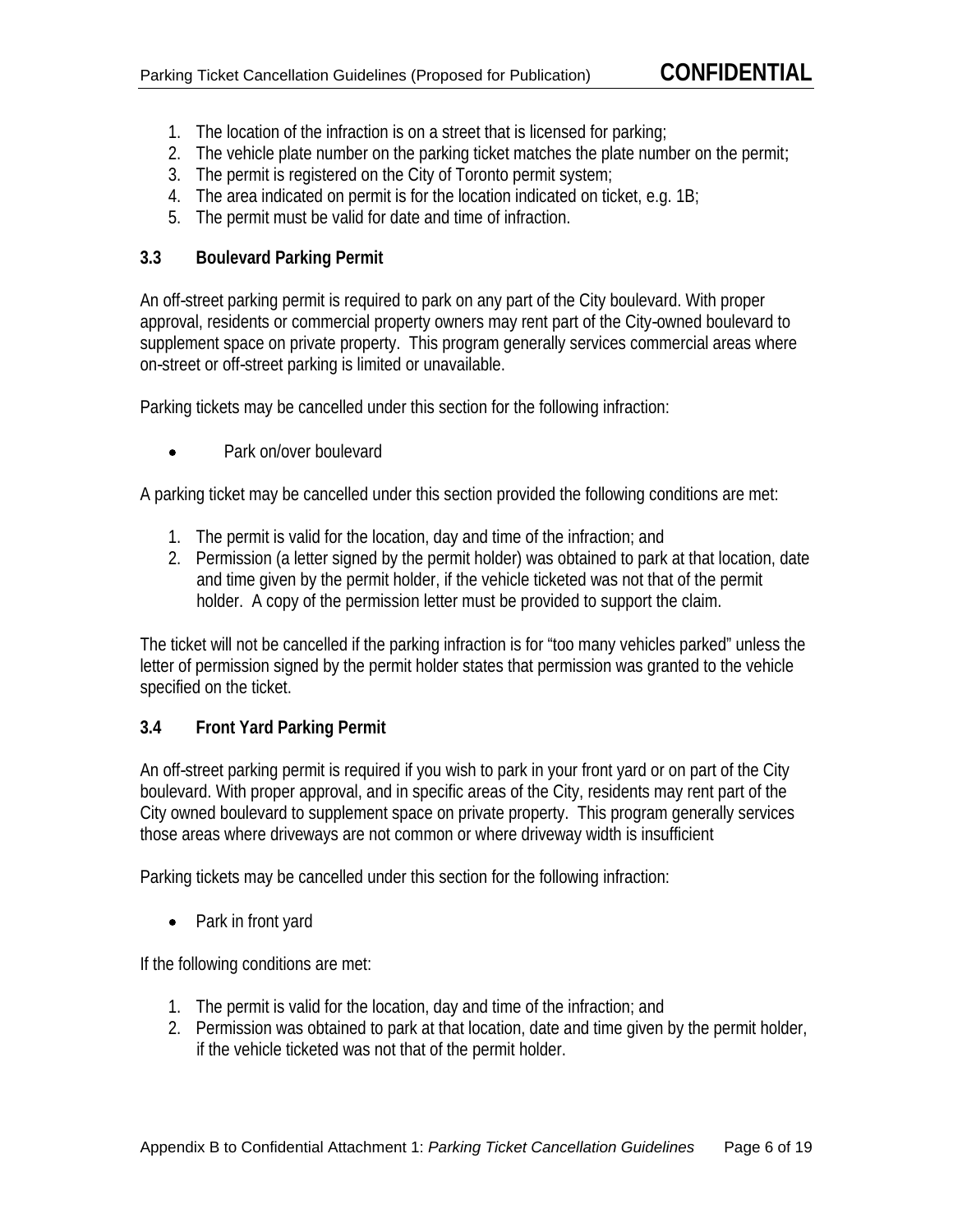1. The location of the infraction is on a street that is licensed for parking;
2. The vehicle plate number on the parking ticket matches the plate number on the permit;
3. The permit is registered on the City of Toronto permit system;
4. The area indicated on permit is for the location indicated on ticket, e.g. 1B;
5. The permit must be valid for date and time of infraction.

### 3.3 Boulevard Parking Permit

An off-street parking permit is required to park on any part of the City boulevard. With proper approval, residents or commercial property owners may rent part of the City-owned boulevard to supplement space on private property. This program generally services commercial areas where on-street or off-street parking is limited or unavailable.

Parking tickets may be cancelled under this section for the following infraction:

- Park on/over boulevard

A parking ticket may be cancelled under this section provided the following conditions are met:

1. The permit is valid for the location, day and time of the infraction; and
2. Permission (a letter signed by the permit holder) was obtained to park at that location, date and time given by the permit holder, if the vehicle ticketed was not that of the permit holder. A copy of the permission letter must be provided to support the claim.

The ticket will not be cancelled if the parking infraction is for "too many vehicles parked" unless the letter of permission signed by the permit holder states that permission was granted to the vehicle specified on the ticket.

### 3.4 Front Yard Parking Permit

An off-street parking permit is required if you wish to park in your front yard or on part of the City boulevard. With proper approval, and in specific areas of the City, residents may rent part of the City owned boulevard to supplement space on private property. This program generally services those areas where driveways are not common or where driveway width is insufficient

Parking tickets may be cancelled under this section for the following infraction:

- Park in front yard

If the following conditions are met:

1. The permit is valid for the location, day and time of the infraction; and
2. Permission was obtained to park at that location, date and time given by the permit holder, if the vehicle ticketed was not that of the permit holder.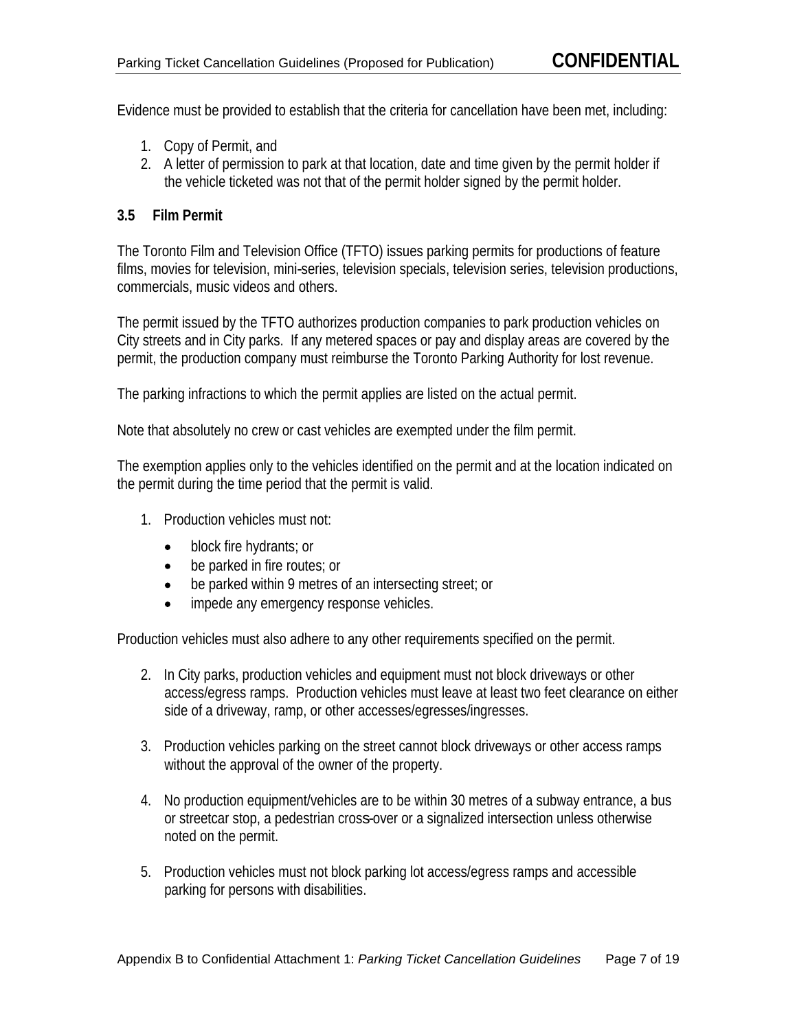Evidence must be provided to establish that the criteria for cancellation have been met, including:

1. Copy of Permit, and
2. A letter of permission to park at that location, date and time given by the permit holder if the vehicle ticketed was not that of the permit holder signed by the permit holder.

### 3.5 Film Permit

The Toronto Film and Television Office (TFTO) issues parking permits for productions of feature films, movies for television, mini-series, television specials, television series, television productions, commercials, music videos and others.

The permit issued by the TFTO authorizes production companies to park production vehicles on City streets and in City parks. If any metered spaces or pay and display areas are covered by the permit, the production company must reimburse the Toronto Parking Authority for lost revenue.

The parking infractions to which the permit applies are listed on the actual permit.

Note that absolutely no crew or cast vehicles are exempted under the film permit.

The exemption applies only to the vehicles identified on the permit and at the location indicated on the permit during the time period that the permit is valid.

1. Production vehicles must not:
   - block fire hydrants; or
   - be parked in fire routes; or
   - be parked within 9 metres of an intersecting street; or
   - impede any emergency response vehicles.

Production vehicles must also adhere to any other requirements specified on the permit.

2. In City parks, production vehicles and equipment must not block driveways or other access/egress ramps. Production vehicles must leave at least two feet clearance on either side of a driveway, ramp, or other accesses/egresses/ingresses.

3. Production vehicles parking on the street cannot block driveways or other access ramps without the approval of the owner of the property.

4. No production equipment/vehicles are to be within 30 metres of a subway entrance, a bus or streetcar stop, a pedestrian cross-over or a signalized intersection unless otherwise noted on the permit.

5. Production vehicles must not block parking lot access/egress ramps and accessible parking for persons with disabilities.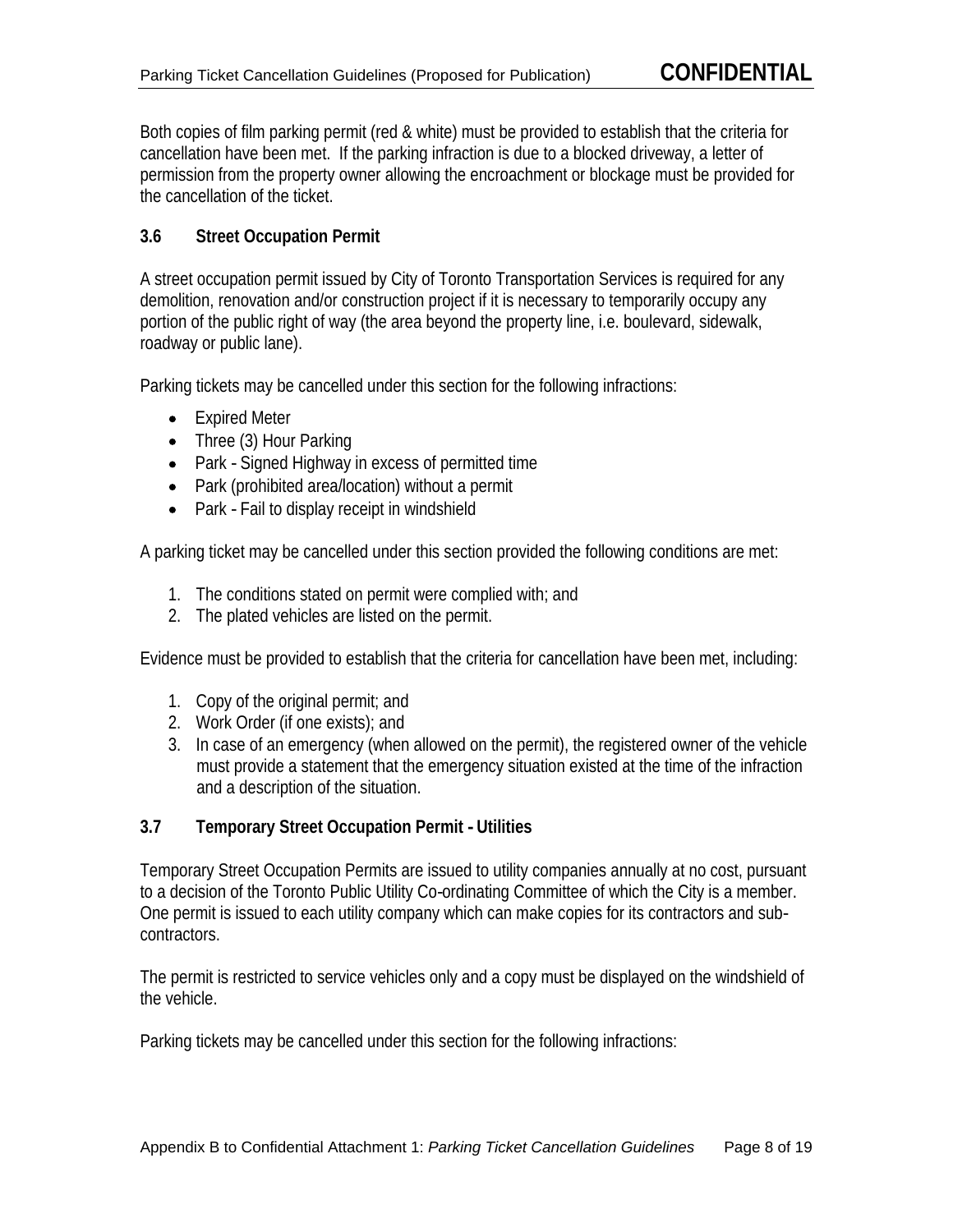Both copies of film parking permit (red & white) must be provided to establish that the criteria for cancellation have been met. If the parking infraction is due to a blocked driveway, a letter of permission from the property owner allowing the encroachment or blockage must be provided for the cancellation of the ticket.

### 3.6 Street Occupation Permit

A street occupation permit issued by City of Toronto Transportation Services is required for any demolition, renovation and/or construction project if it is necessary to temporarily occupy any portion of the public right of way (the area beyond the property line, i.e. boulevard, sidewalk, roadway or public lane).

Parking tickets may be cancelled under this section for the following infractions:

- Expired Meter
- Three (3) Hour Parking
- Park - Signed Highway in excess of permitted time
- Park (prohibited area/location) without a permit
- Park - Fail to display receipt in windshield

A parking ticket may be cancelled under this section provided the following conditions are met:

1. The conditions stated on permit were complied with; and
2. The plated vehicles are listed on the permit.

Evidence must be provided to establish that the criteria for cancellation have been met, including:

1. Copy of the original permit; and
2. Work Order (if one exists); and
3. In case of an emergency (when allowed on the permit), the registered owner of the vehicle must provide a statement that the emergency situation existed at the time of the infraction and a description of the situation.

### 3.7 Temporary Street Occupation Permit - Utilities

Temporary Street Occupation Permits are issued to utility companies annually at no cost, pursuant to a decision of the Toronto Public Utility Co-ordinating Committee of which the City is a member. One permit is issued to each utility company which can make copies for its contractors and sub-contractors.

The permit is restricted to service vehicles only and a copy must be displayed on the windshield of the vehicle.

Parking tickets may be cancelled under this section for the following infractions: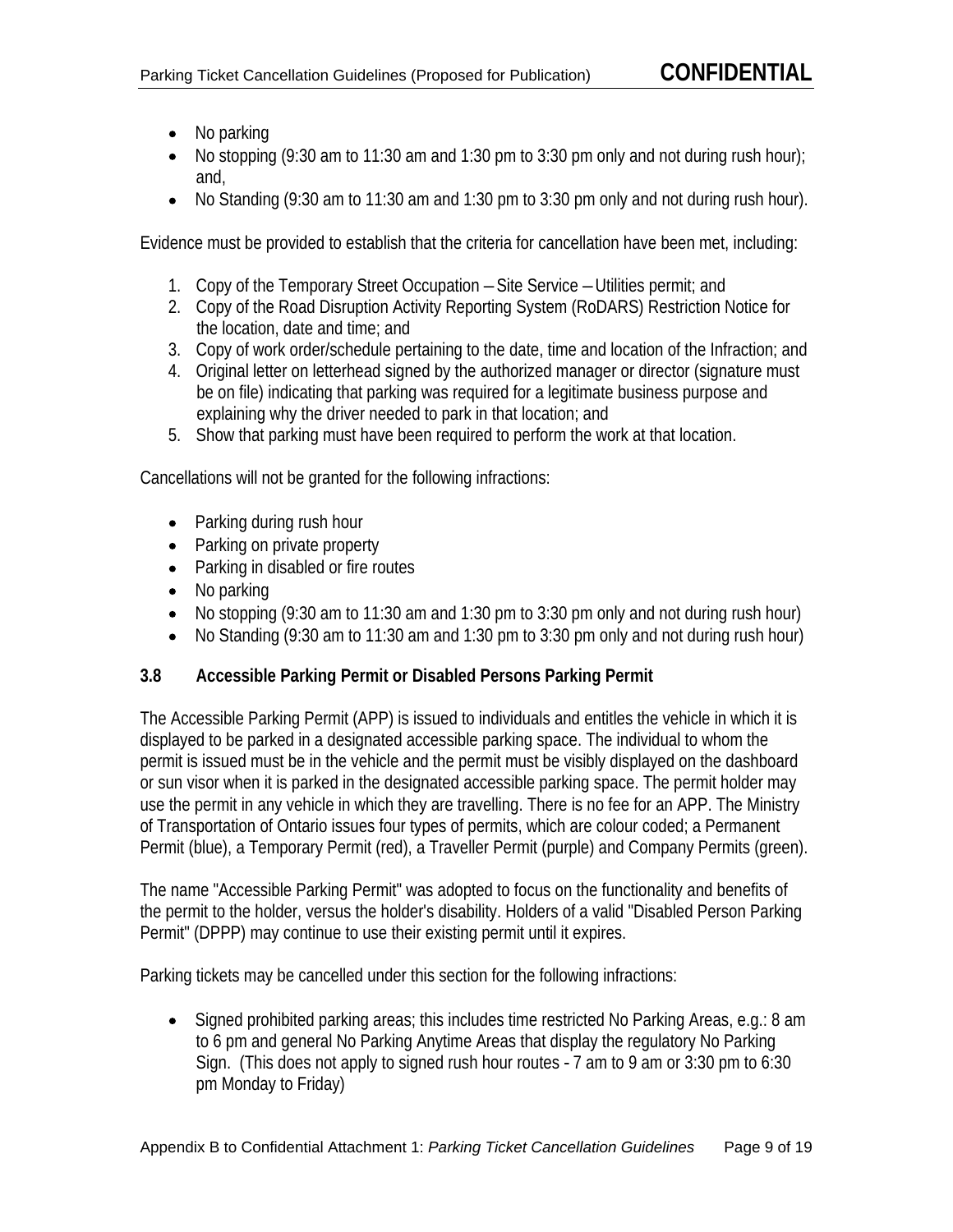- No parking
- No stopping (9:30 am to 11:30 am and 1:30 pm to 3:30 pm only and not during rush hour); and,
- No Standing (9:30 am to 11:30 am and 1:30 pm to 3:30 pm only and not during rush hour).

Evidence must be provided to establish that the criteria for cancellation have been met, including:

1. Copy of the Temporary Street Occupation – Site Service – Utilities permit; and
2. Copy of the Road Disruption Activity Reporting System (RoDARS) Restriction Notice for the location, date and time; and
3. Copy of work order/schedule pertaining to the date, time and location of the Infraction; and
4. Original letter on letterhead signed by the authorized manager or director (signature must be on file) indicating that parking was required for a legitimate business purpose and explaining why the driver needed to park in that location; and
5. Show that parking must have been required to perform the work at that location.

Cancellations will not be granted for the following infractions:

- Parking during rush hour
- Parking on private property
- Parking in disabled or fire routes
- No parking
- No stopping (9:30 am to 11:30 am and 1:30 pm to 3:30 pm only and not during rush hour)
- No Standing (9:30 am to 11:30 am and 1:30 pm to 3:30 pm only and not during rush hour)

### 3.8 Accessible Parking Permit or Disabled Persons Parking Permit

The Accessible Parking Permit (APP) is issued to individuals and entitles the vehicle in which it is displayed to be parked in a designated accessible parking space. The individual to whom the permit is issued must be in the vehicle and the permit must be visibly displayed on the dashboard or sun visor when it is parked in the designated accessible parking space. The permit holder may use the permit in any vehicle in which they are travelling. There is no fee for an APP. The Ministry of Transportation of Ontario issues four types of permits, which are colour coded; a Permanent Permit (blue), a Temporary Permit (red), a Traveller Permit (purple) and Company Permits (green).

The name "Accessible Parking Permit" was adopted to focus on the functionality and benefits of the permit to the holder, versus the holder's disability. Holders of a valid "Disabled Person Parking Permit" (DPPP) may continue to use their existing permit until it expires.

Parking tickets may be cancelled under this section for the following infractions:

- Signed prohibited parking areas; this includes time restricted No Parking Areas, e.g.: 8 am to 6 pm and general No Parking Anytime Areas that display the regulatory No Parking Sign. (This does not apply to signed rush hour routes - 7 am to 9 am or 3:30 pm to 6:30 pm Monday to Friday)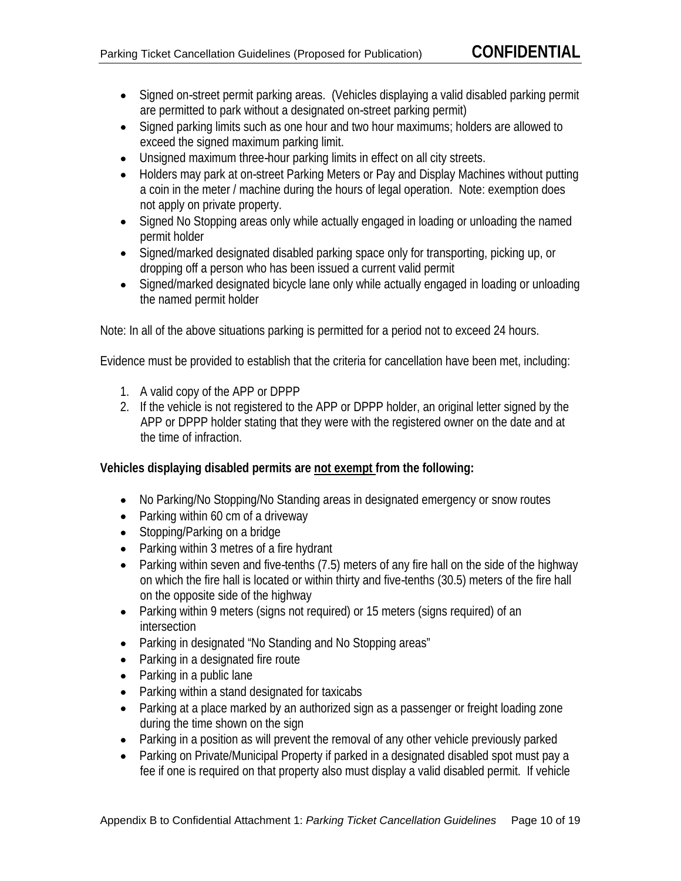- Signed on-street permit parking areas. (Vehicles displaying a valid disabled parking permit are permitted to park without a designated on-street parking permit)
- Signed parking limits such as one hour and two hour maximums; holders are allowed to exceed the signed maximum parking limit.
- Unsigned maximum three-hour parking limits in effect on all city streets.
- Holders may park at on-street Parking Meters or Pay and Display Machines without putting a coin in the meter / machine during the hours of legal operation. Note: exemption does not apply on private property.
- Signed No Stopping areas only while actually engaged in loading or unloading the named permit holder
- Signed/marked designated disabled parking space only for transporting, picking up, or dropping off a person who has been issued a current valid permit
- Signed/marked designated bicycle lane only while actually engaged in loading or unloading the named permit holder

Note: In all of the above situations parking is permitted for a period not to exceed 24 hours.

Evidence must be provided to establish that the criteria for cancellation have been met, including:

1. A valid copy of the APP or DPPP
2. If the vehicle is not registered to the APP or DPPP holder, an original letter signed by the APP or DPPP holder stating that they were with the registered owner on the date and at the time of infraction.

**Vehicles displaying disabled permits are <u>not exempt</u> from the following:**

- No Parking/No Stopping/No Standing areas in designated emergency or snow routes
- Parking within 60 cm of a driveway
- Stopping/Parking on a bridge
- Parking within 3 metres of a fire hydrant
- Parking within seven and five-tenths (7.5) meters of any fire hall on the side of the highway on which the fire hall is located or within thirty and five-tenths (30.5) meters of the fire hall on the opposite side of the highway
- Parking within 9 meters (signs not required) or 15 meters (signs required) of an intersection
- Parking in designated "No Standing and No Stopping areas"
- Parking in a designated fire route
- Parking in a public lane
- Parking within a stand designated for taxicabs
- Parking at a place marked by an authorized sign as a passenger or freight loading zone during the time shown on the sign
- Parking in a position as will prevent the removal of any other vehicle previously parked
- Parking on Private/Municipal Property if parked in a designated disabled spot must pay a fee if one is required on that property also must display a valid disabled permit. If vehicle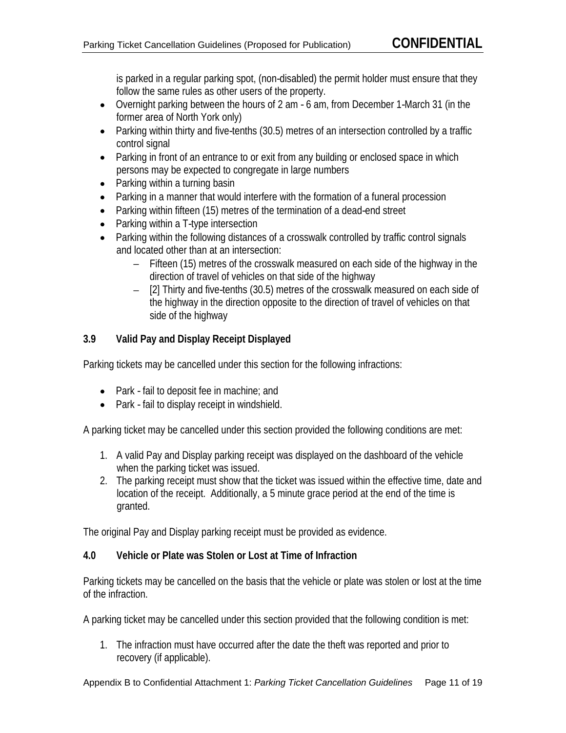is parked in a regular parking spot, (non-disabled) the permit holder must ensure that they follow the same rules as other users of the property.

- Overnight parking between the hours of 2 am - 6 am, from December 1-March 31 (in the former area of North York only)
- Parking within thirty and five-tenths (30.5) metres of an intersection controlled by a traffic control signal
- Parking in front of an entrance to or exit from any building or enclosed space in which persons may be expected to congregate in large numbers
- Parking within a turning basin
- Parking in a manner that would interfere with the formation of a funeral procession
- Parking within fifteen (15) metres of the termination of a dead-end street
- Parking within a T-type intersection
- Parking within the following distances of a crosswalk controlled by traffic control signals and located other than at an intersection:
  - Fifteen (15) metres of the crosswalk measured on each side of the highway in the direction of travel of vehicles on that side of the highway
  - [2] Thirty and five-tenths (30.5) metres of the crosswalk measured on each side of the highway in the direction opposite to the direction of travel of vehicles on that side of the highway

### 3.9 Valid Pay and Display Receipt Displayed

Parking tickets may be cancelled under this section for the following infractions:

- Park - fail to deposit fee in machine; and
- Park - fail to display receipt in windshield.

A parking ticket may be cancelled under this section provided the following conditions are met:

1. A valid Pay and Display parking receipt was displayed on the dashboard of the vehicle when the parking ticket was issued.
2. The parking receipt must show that the ticket was issued within the effective time, date and location of the receipt. Additionally, a 5 minute grace period at the end of the time is granted.

The original Pay and Display parking receipt must be provided as evidence.

## 4.0 Vehicle or Plate was Stolen or Lost at Time of Infraction

Parking tickets may be cancelled on the basis that the vehicle or plate was stolen or lost at the time of the infraction.

A parking ticket may be cancelled under this section provided that the following condition is met:

1. The infraction must have occurred after the date the theft was reported and prior to recovery (if applicable).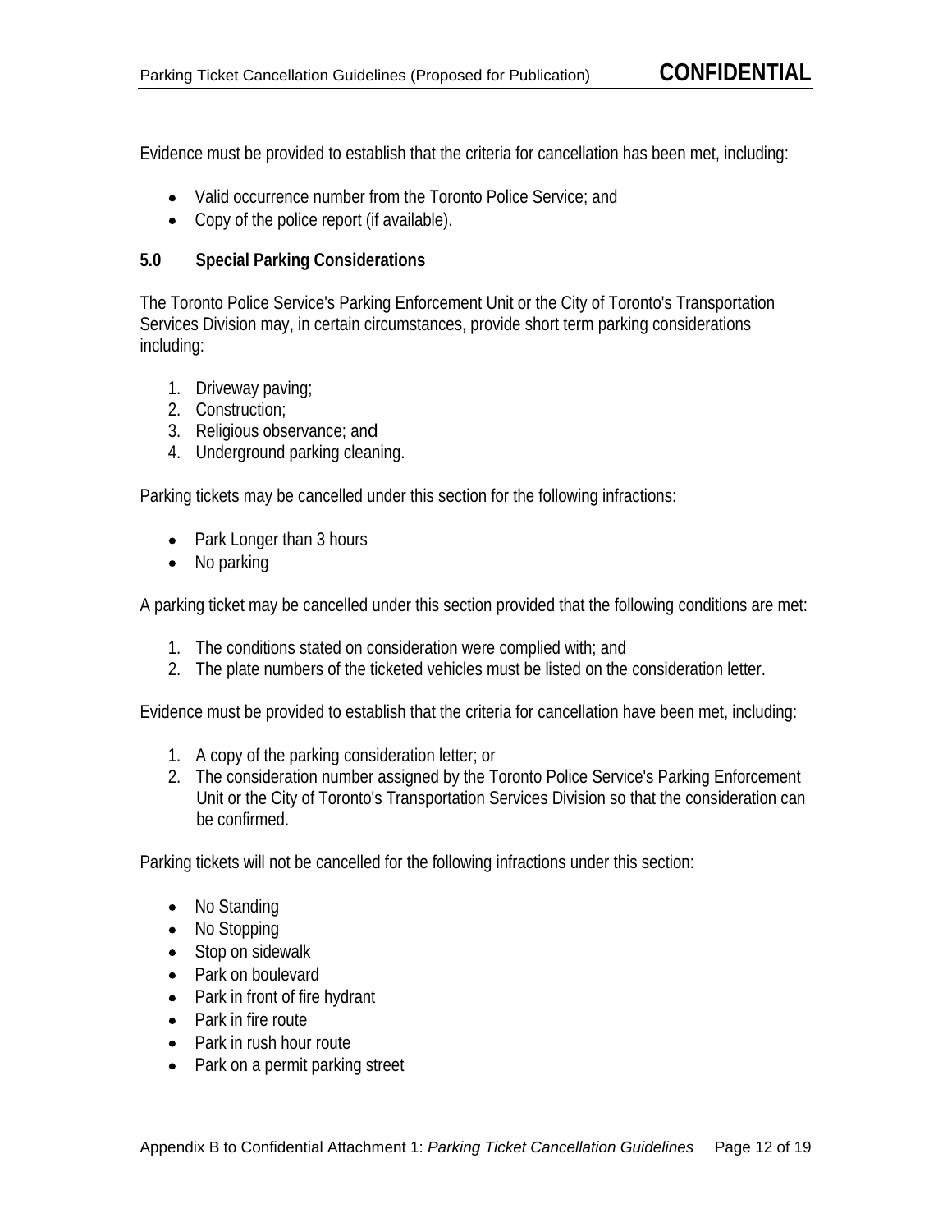Evidence must be provided to establish that the criteria for cancellation has been met, including:

- Valid occurrence number from the Toronto Police Service; and
- Copy of the police report (if available).

## 5.0 Special Parking Considerations

The Toronto Police Service's Parking Enforcement Unit or the City of Toronto's Transportation Services Division may, in certain circumstances, provide short term parking considerations including:

1. Driveway paving;
2. Construction;
3. Religious observance; and
4. Underground parking cleaning.

Parking tickets may be cancelled under this section for the following infractions:

- Park Longer than 3 hours
- No parking

A parking ticket may be cancelled under this section provided that the following conditions are met:

1. The conditions stated on consideration were complied with; and
2. The plate numbers of the ticketed vehicles must be listed on the consideration letter.

Evidence must be provided to establish that the criteria for cancellation have been met, including:

1. A copy of the parking consideration letter; or
2. The consideration number assigned by the Toronto Police Service's Parking Enforcement Unit or the City of Toronto's Transportation Services Division so that the consideration can be confirmed.

Parking tickets will not be cancelled for the following infractions under this section:

- No Standing
- No Stopping
- Stop on sidewalk
- Park on boulevard
- Park in front of fire hydrant
- Park in fire route
- Park in rush hour route
- Park on a permit parking street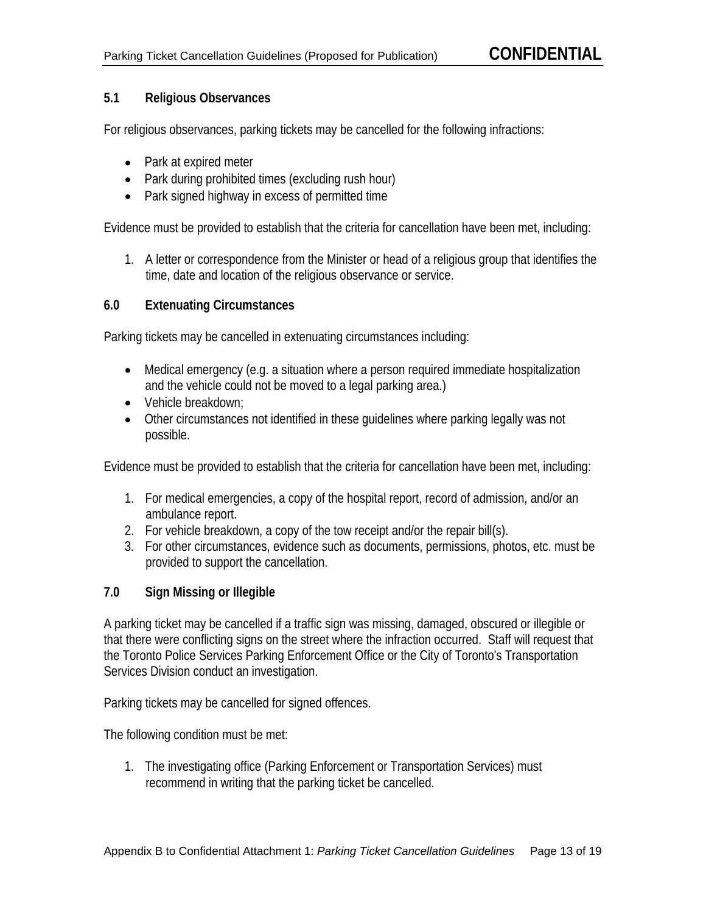### 5.1 Religious Observances

For religious observances, parking tickets may be cancelled for the following infractions:

- Park at expired meter
- Park during prohibited times (excluding rush hour)
- Park signed highway in excess of permitted time

Evidence must be provided to establish that the criteria for cancellation have been met, including:

1. A letter or correspondence from the Minister or head of a religious group that identifies the time, date and location of the religious observance or service.

### 6.0 Extenuating Circumstances

Parking tickets may be cancelled in extenuating circumstances including:

- Medical emergency (e.g. a situation where a person required immediate hospitalization and the vehicle could not be moved to a legal parking area.)
- Vehicle breakdown;
- Other circumstances not identified in these guidelines where parking legally was not possible.

Evidence must be provided to establish that the criteria for cancellation have been met, including:

1. For medical emergencies, a copy of the hospital report, record of admission, and/or an ambulance report.
2. For vehicle breakdown, a copy of the tow receipt and/or the repair bill(s).
3. For other circumstances, evidence such as documents, permissions, photos, etc. must be provided to support the cancellation.

### 7.0 Sign Missing or Illegible

A parking ticket may be cancelled if a traffic sign was missing, damaged, obscured or illegible or that there were conflicting signs on the street where the infraction occurred. Staff will request that the Toronto Police Services Parking Enforcement Office or the City of Toronto's Transportation Services Division conduct an investigation.

Parking tickets may be cancelled for signed offences.

The following condition must be met:

1. The investigating office (Parking Enforcement or Transportation Services) must recommend in writing that the parking ticket be cancelled.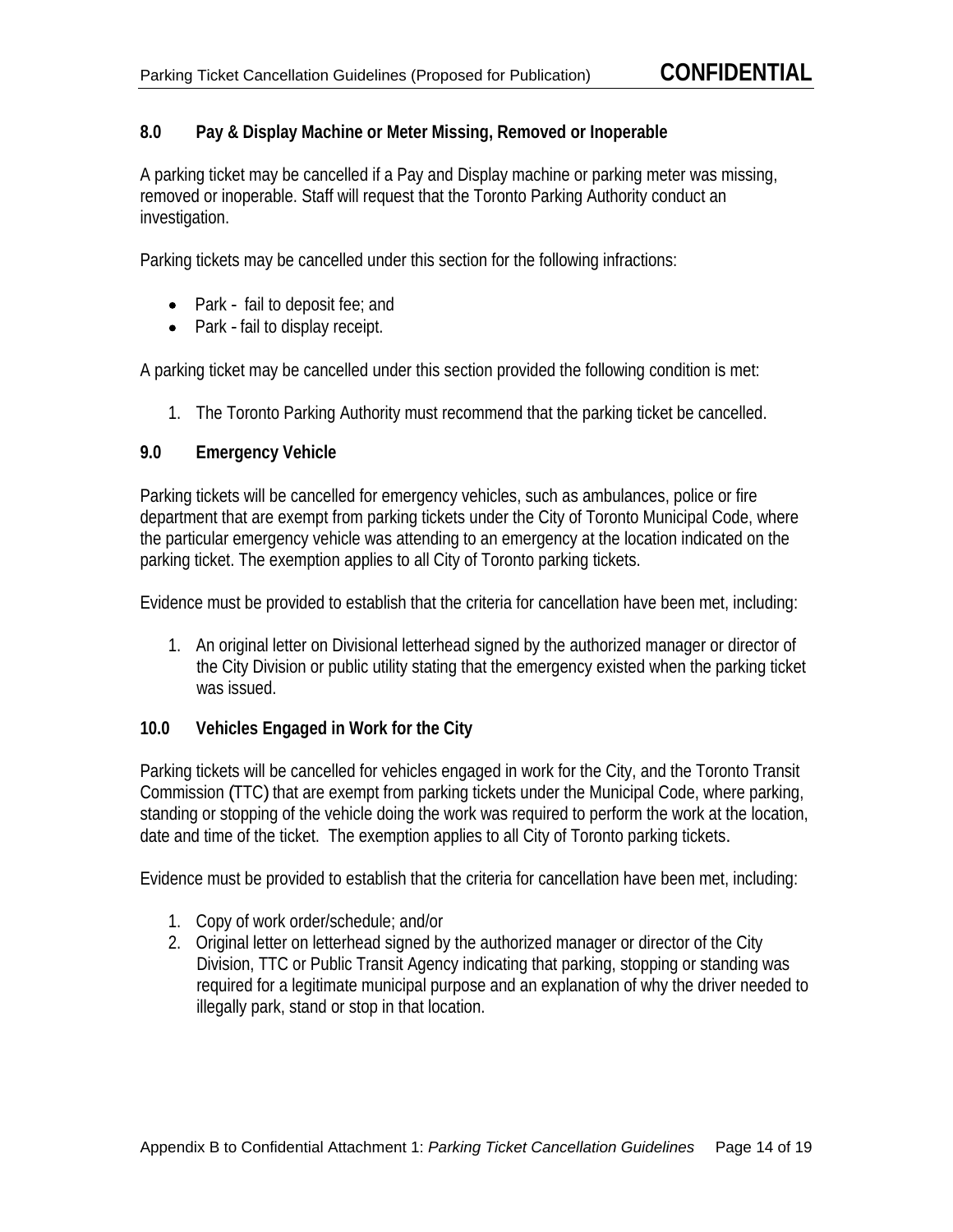## 8.0 Pay & Display Machine or Meter Missing, Removed or Inoperable

A parking ticket may be cancelled if a Pay and Display machine or parking meter was missing, removed or inoperable. Staff will request that the Toronto Parking Authority conduct an investigation.

Parking tickets may be cancelled under this section for the following infractions:

- Park - fail to deposit fee; and
- Park - fail to display receipt.

A parking ticket may be cancelled under this section provided the following condition is met:

1. The Toronto Parking Authority must recommend that the parking ticket be cancelled.

## 9.0 Emergency Vehicle

Parking tickets will be cancelled for emergency vehicles, such as ambulances, police or fire department that are exempt from parking tickets under the City of Toronto Municipal Code, where the particular emergency vehicle was attending to an emergency at the location indicated on the parking ticket. The exemption applies to all City of Toronto parking tickets.

Evidence must be provided to establish that the criteria for cancellation have been met, including:

1. An original letter on Divisional letterhead signed by the authorized manager or director of the City Division or public utility stating that the emergency existed when the parking ticket was issued.

## 10.0 Vehicles Engaged in Work for the City

Parking tickets will be cancelled for vehicles engaged in work for the City, and the Toronto Transit Commission (TTC) that are exempt from parking tickets under the Municipal Code, where parking, standing or stopping of the vehicle doing the work was required to perform the work at the location, date and time of the ticket. The exemption applies to all City of Toronto parking tickets.

Evidence must be provided to establish that the criteria for cancellation have been met, including:

1. Copy of work order/schedule; and/or
2. Original letter on letterhead signed by the authorized manager or director of the City Division, TTC or Public Transit Agency indicating that parking, stopping or standing was required for a legitimate municipal purpose and an explanation of why the driver needed to illegally park, stand or stop in that location.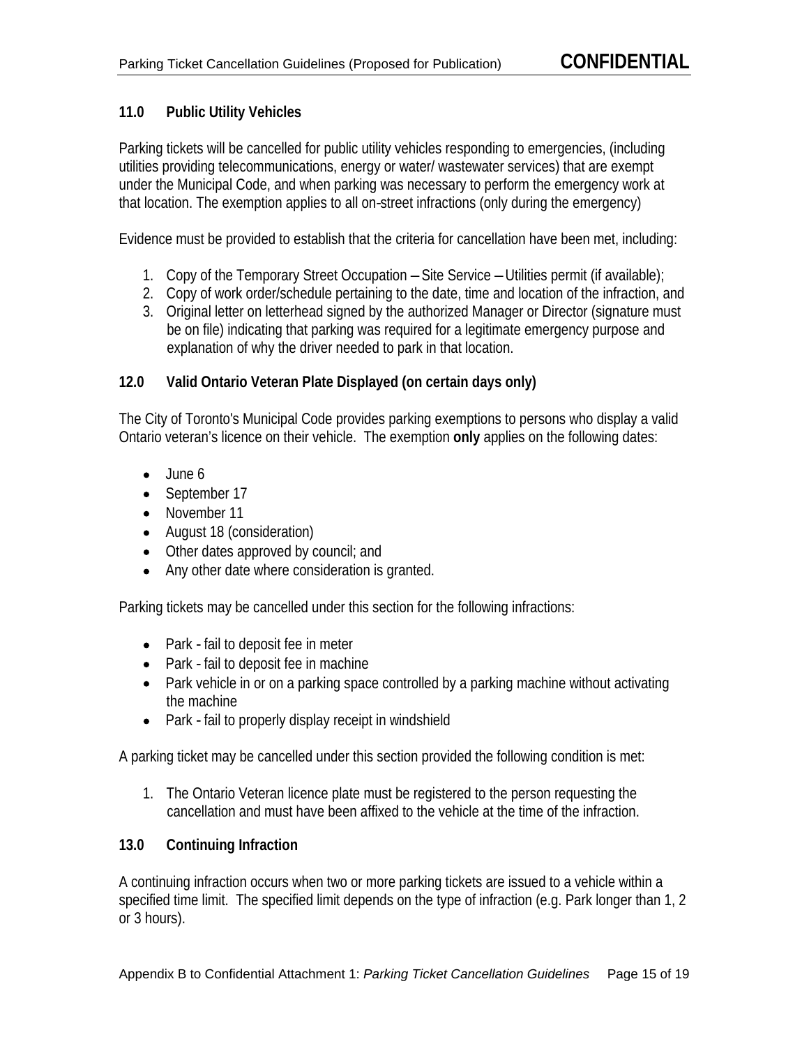## 11.0 Public Utility Vehicles

Parking tickets will be cancelled for public utility vehicles responding to emergencies, (including utilities providing telecommunications, energy or water/ wastewater services) that are exempt under the Municipal Code, and when parking was necessary to perform the emergency work at that location. The exemption applies to all on-street infractions (only during the emergency)

Evidence must be provided to establish that the criteria for cancellation have been met, including:

1. Copy of the Temporary Street Occupation – Site Service – Utilities permit (if available);
2. Copy of work order/schedule pertaining to the date, time and location of the infraction, and
3. Original letter on letterhead signed by the authorized Manager or Director (signature must be on file) indicating that parking was required for a legitimate emergency purpose and explanation of why the driver needed to park in that location.

## 12.0 Valid Ontario Veteran Plate Displayed (on certain days only)

The City of Toronto's Municipal Code provides parking exemptions to persons who display a valid Ontario veteran's licence on their vehicle. The exemption **only** applies on the following dates:

- June 6
- September 17
- November 11
- August 18 (consideration)
- Other dates approved by council; and
- Any other date where consideration is granted.

Parking tickets may be cancelled under this section for the following infractions:

- Park - fail to deposit fee in meter
- Park - fail to deposit fee in machine
- Park vehicle in or on a parking space controlled by a parking machine without activating the machine
- Park - fail to properly display receipt in windshield

A parking ticket may be cancelled under this section provided the following condition is met:

1. The Ontario Veteran licence plate must be registered to the person requesting the cancellation and must have been affixed to the vehicle at the time of the infraction.

## 13.0 Continuing Infraction

A continuing infraction occurs when two or more parking tickets are issued to a vehicle within a specified time limit. The specified limit depends on the type of infraction (e.g. Park longer than 1, 2 or 3 hours).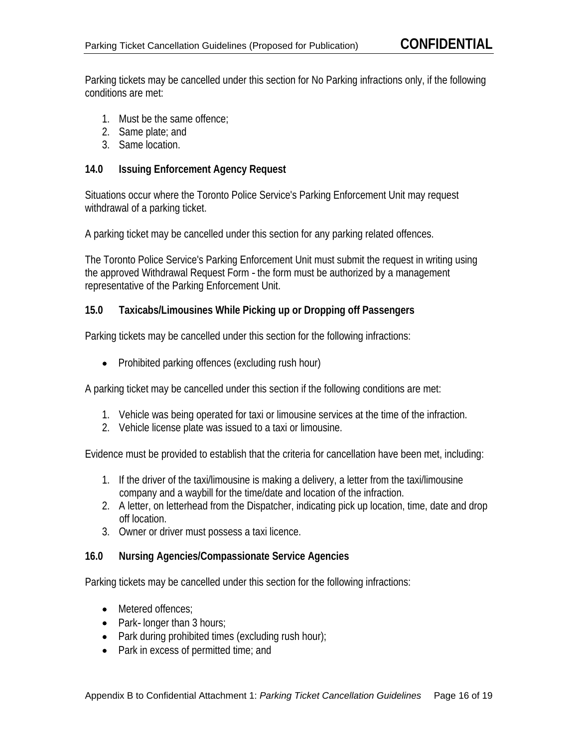Parking tickets may be cancelled under this section for No Parking infractions only, if the following conditions are met:

1. Must be the same offence;
2. Same plate; and
3. Same location.

## 14.0 Issuing Enforcement Agency Request

Situations occur where the Toronto Police Service's Parking Enforcement Unit may request withdrawal of a parking ticket.

A parking ticket may be cancelled under this section for any parking related offences.

The Toronto Police Service's Parking Enforcement Unit must submit the request in writing using the approved Withdrawal Request Form - the form must be authorized by a management representative of the Parking Enforcement Unit.

## 15.0 Taxicabs/Limousines While Picking up or Dropping off Passengers

Parking tickets may be cancelled under this section for the following infractions:

- Prohibited parking offences (excluding rush hour)

A parking ticket may be cancelled under this section if the following conditions are met:

1. Vehicle was being operated for taxi or limousine services at the time of the infraction.
2. Vehicle license plate was issued to a taxi or limousine.

Evidence must be provided to establish that the criteria for cancellation have been met, including:

1. If the driver of the taxi/limousine is making a delivery, a letter from the taxi/limousine company and a waybill for the time/date and location of the infraction.
2. A letter, on letterhead from the Dispatcher, indicating pick up location, time, date and drop off location.
3. Owner or driver must possess a taxi licence.

## 16.0 Nursing Agencies/Compassionate Service Agencies

Parking tickets may be cancelled under this section for the following infractions:

- Metered offences;
- Park- longer than 3 hours;
- Park during prohibited times (excluding rush hour);
- Park in excess of permitted time; and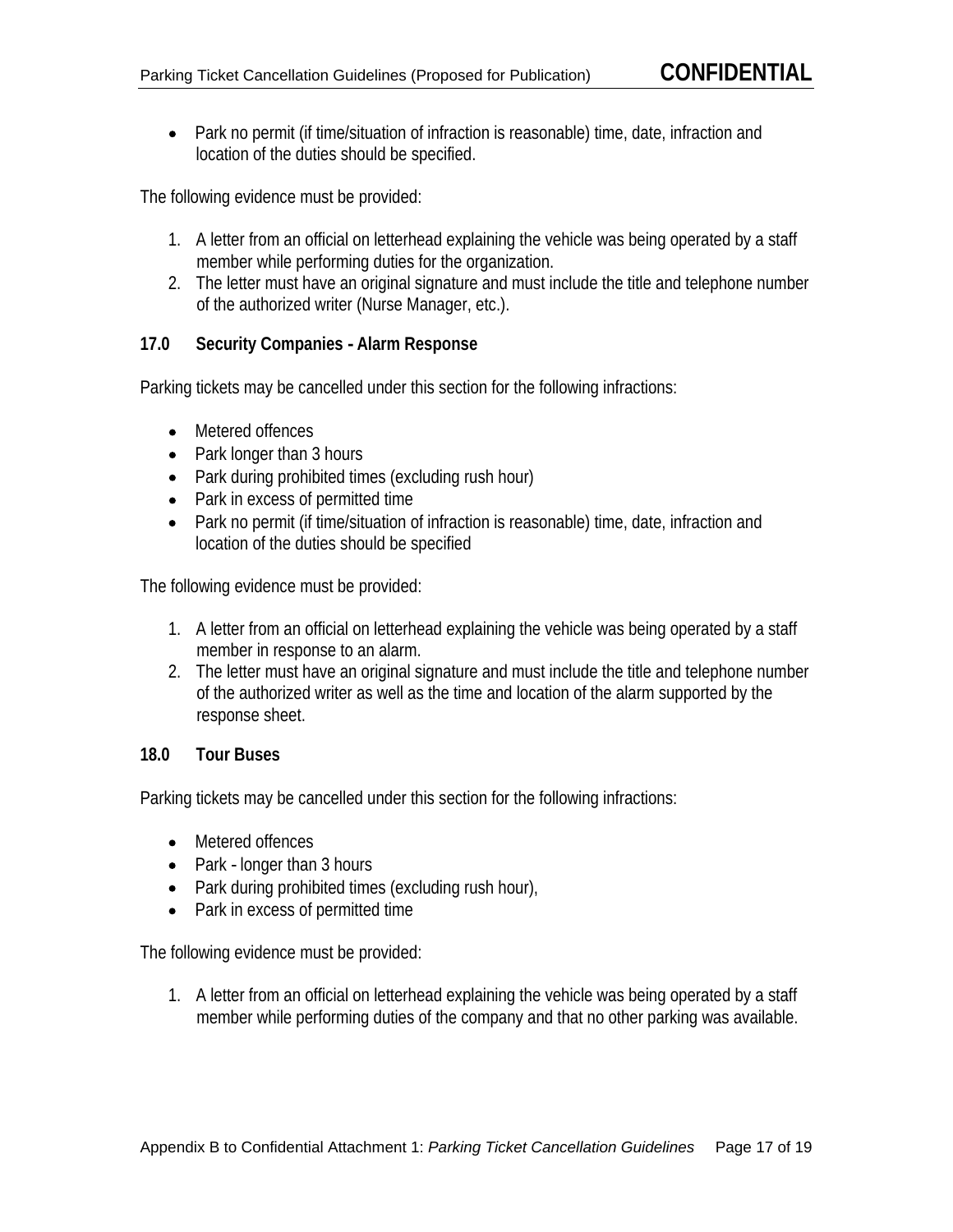- Park no permit (if time/situation of infraction is reasonable) time, date, infraction and location of the duties should be specified.

The following evidence must be provided:

1. A letter from an official on letterhead explaining the vehicle was being operated by a staff member while performing duties for the organization.
2. The letter must have an original signature and must include the title and telephone number of the authorized writer (Nurse Manager, etc.).

## 17.0 Security Companies - Alarm Response

Parking tickets may be cancelled under this section for the following infractions:

- Metered offences
- Park longer than 3 hours
- Park during prohibited times (excluding rush hour)
- Park in excess of permitted time
- Park no permit (if time/situation of infraction is reasonable) time, date, infraction and location of the duties should be specified

The following evidence must be provided:

1. A letter from an official on letterhead explaining the vehicle was being operated by a staff member in response to an alarm.
2. The letter must have an original signature and must include the title and telephone number of the authorized writer as well as the time and location of the alarm supported by the response sheet.

## 18.0 Tour Buses

Parking tickets may be cancelled under this section for the following infractions:

- Metered offences
- Park - longer than 3 hours
- Park during prohibited times (excluding rush hour),
- Park in excess of permitted time

The following evidence must be provided:

1. A letter from an official on letterhead explaining the vehicle was being operated by a staff member while performing duties of the company and that no other parking was available.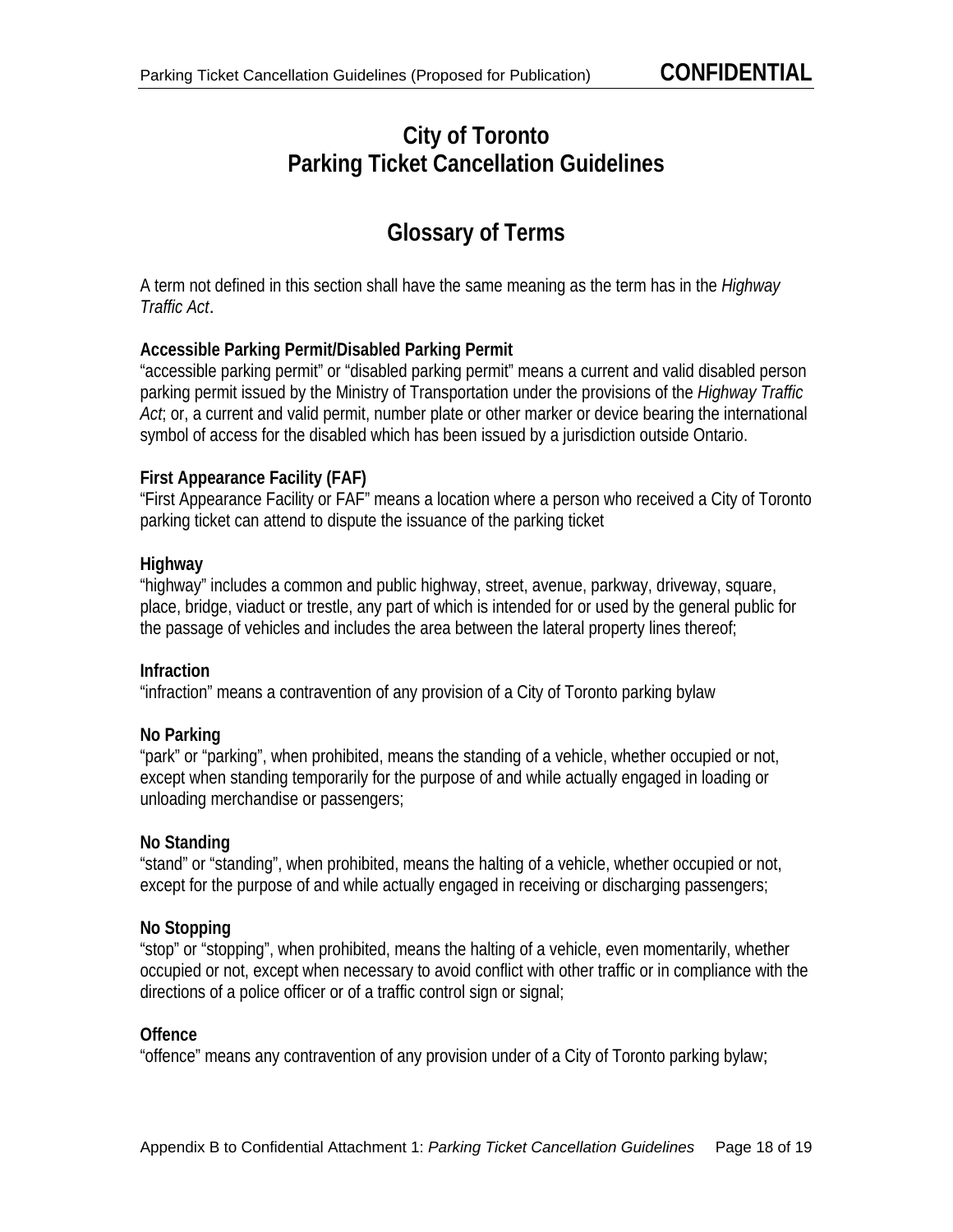# City of Toronto
# Parking Ticket Cancellation Guidelines

## Glossary of Terms

A term not defined in this section shall have the same meaning as the term has in the *Highway Traffic Act*.

**Accessible Parking Permit/Disabled Parking Permit**
"accessible parking permit" or "disabled parking permit" means a current and valid disabled person parking permit issued by the Ministry of Transportation under the provisions of the *Highway Traffic Act*; or, a current and valid permit, number plate or other marker or device bearing the international symbol of access for the disabled which has been issued by a jurisdiction outside Ontario.

**First Appearance Facility (FAF)**
"First Appearance Facility or FAF" means a location where a person who received a City of Toronto parking ticket can attend to dispute the issuance of the parking ticket

**Highway**
"highway" includes a common and public highway, street, avenue, parkway, driveway, square, place, bridge, viaduct or trestle, any part of which is intended for or used by the general public for the passage of vehicles and includes the area between the lateral property lines thereof;

**Infraction**
"infraction" means a contravention of any provision of a City of Toronto parking bylaw

**No Parking**
"park" or "parking", when prohibited, means the standing of a vehicle, whether occupied or not, except when standing temporarily for the purpose of and while actually engaged in loading or unloading merchandise or passengers;

**No Standing**
"stand" or "standing", when prohibited, means the halting of a vehicle, whether occupied or not, except for the purpose of and while actually engaged in receiving or discharging passengers;

**No Stopping**
"stop" or "stopping", when prohibited, means the halting of a vehicle, even momentarily, whether occupied or not, except when necessary to avoid conflict with other traffic or in compliance with the directions of a police officer or of a traffic control sign or signal;

**Offence**
"offence" means any contravention of any provision under of a City of Toronto parking bylaw;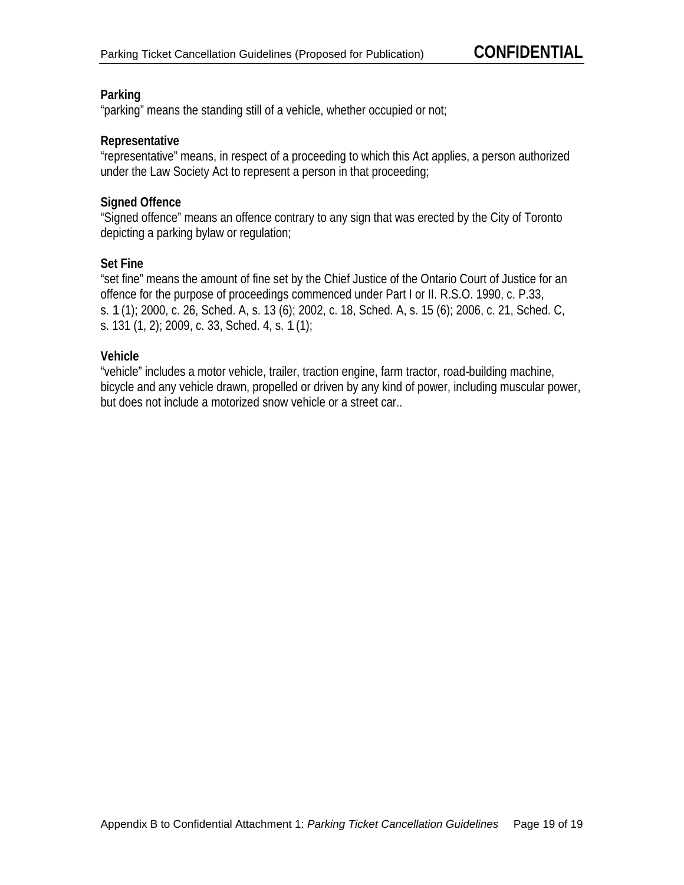**Parking**
“parking” means the standing still of a vehicle, whether occupied or not;

**Representative**
“representative” means, in respect of a proceeding to which this Act applies, a person authorized under the Law Society Act to represent a person in that proceeding;

**Signed Offence**
“Signed offence” means an offence contrary to any sign that was erected by the City of Toronto depicting a parking bylaw or regulation;

**Set Fine**
“set fine” means the amount of fine set by the Chief Justice of the Ontario Court of Justice for an offence for the purpose of proceedings commenced under Part I or II. R.S.O. 1990, c. P.33, s. 1 (1); 2000, c. 26, Sched. A, s. 13 (6); 2002, c. 18, Sched. A, s. 15 (6); 2006, c. 21, Sched. C, s. 131 (1, 2); 2009, c. 33, Sched. 4, s. 1 (1);

**Vehicle**
“vehicle” includes a motor vehicle, trailer, traction engine, farm tractor, road-building machine, bicycle and any vehicle drawn, propelled or driven by any kind of power, including muscular power, but does not include a motorized snow vehicle or a street car..